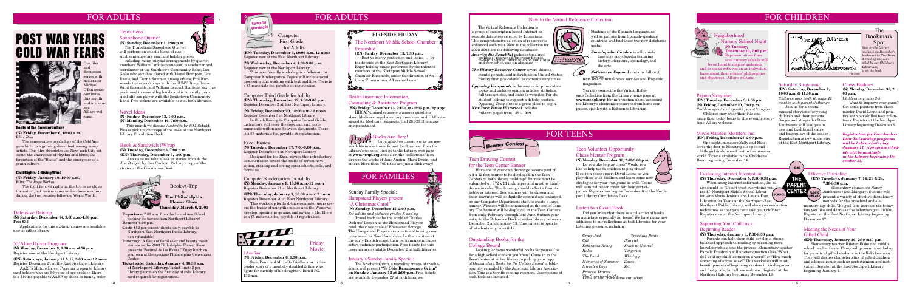# FOR ADULTS

# POST WAR YEARS COLD WAR FEARS

Our film and discussion series with moderator Michael D'Innocenzo continues this month and in January. All are welcome.

### Roots of the Counterculture

**(N) Friday, December 6, 10:00 a.m.**
Film: *Beat*

The conservative psychology of the Cold War gave birth to a growing discontent among many artists. This film chronicles the New York City art scene, the emergence of rhythm and blues, the formation of the "Beats," and the emergence of a youth culture.

### Civil Rights: A Rising Wind

**(N) Friday, January 10, 10:00 a.m.**
Film: *The Rage Within*

The fight for civil rights in the U.S. is as old as the nation, but racism came under closer scrutiny during the two decades following World War II.

### Defensive Driving

**(N) Saturday, December 14, 9:00 a.m.-4:00 p.m. Fee: $35**

Applications for this six-hour course are available now at either library.

### 55/Alive Driver Program

**(N) Monday, December 9, 9:30 a.m.-4:30 p.m.**
Register now at the Northport Library.

**(EN) Saturdays, January 11 & 18, 9:00 a.m.-12 noon**
Register December 21 at the East Northport Library.

AARP's Mature Driver Program is open to library card holders who are 50 years of age or older. There is a $10 fee payable to AARP by check or money order.

### Transitions Saxophone Quartet

**(N) Sunday, December 1, 2:00 p.m.**

The Transitions Saxophone Quartet will perform an eclectic blend of classical, contemporary jazz, and holiday pieces — including many original arrangements by quartet members. William Link (soprano sax) is conductor and coordinator of the Smithtown Community Band; Lou Gallo (alto sax) has played with Lionel Hampton, Lou Rawls, and Donna Summer, among others; Phil Kucewski (tenor sax) plays with the SUNY Stony Brook Wind Ensemble; and William Lesecek (baritone sax) has performed in several big bands and is currently principal alto sax player with the Smithtown Community Band. Free tickets are available now at both libraries.

### Novel Ideas

**(N) Friday, December 13, 1:00 p.m.**
**(N) Monday, December 16, 7:00 p.m.**

This month we discuss *Austerlitz* by W.G. Sebald. Please pick up your copy of the book at the Northport Library Circulation Desk.

### Book & Sandwich (W)rap

**(N) Tuesday, December 3, 7:00 p.m.**
**(EN) Thursday, December 5, 1:00 p.m.**

Join us as we take a look at stories from *At the Jim Bridger* by Ron Carlson. Pick up a copy of the stories at the Circulation Desk.

### Book-A-Trip to The Philadelphia Flower Show

**Thursday, March 6, 2003**

**Departure:** 7:00 a.m. from the Laurel Ave. School parking lot (across from Northport Library)
**Return:** 8:00 p.m.
**Cost:** $52 per person (checks only; payable to Northport-East Northport Public Library; non-refundable)
**Itinerary:** A fiesta of floral color and beauty await visitors as the 2003 Philadelphia Flower Show presents "Festival de las Flores." Enjoy lunch on your own at the spacious Philadelphia Convention Center.
**Ticket sale: Saturday, January 4, 10:30 a.m. at Northport Library.** Ticket limit: 2 per library patron on the first day of sale. Library card required for registration.

### Computer First Grade for Adults

**(EN) Tuesday, December 3, 10:00 a.m.-12 noon**
Register now at the East Northport Library.

**(N) Wednesday, December 4, 7:00-9:00 p.m.**
Register now at the Northport Library.

This user-friendly workshop is a follow-up to Computer Kindergarten. Topics will include word processing and working with text and files. There is a $5 materials fee, payable at registration.

### Computer Third Grade for Adults

**(EN) Thursday, December 12, 7:00-9:00 p.m.**
Register December 2 at East Northport Library.

**(N) Friday, December 20, 10:00 a.m-12 noon**
Register December 5 at Northport Library

In this follow-up to Computer Second Grade, instructors will cover the copy, cut, and paste commands within and between documents. There is a $5 materials fee, payable at registration.

### Excel Basics

**(N) Tuesday, December 17, 7:00-9:00 p.m.**
Register December 4 at Northport Library.

Designed for the Excel novice, this introductory demonstration covers the basics of screen navigation, creating and saving spreadsheets, cells, and formulas.

### Computer Kindergarten for Adults

**(N) Monday, January 6, 10:00 a.m.-12 noon**
Register December 21 at Northport Library.

**(EN) Thursday, January 9, 10:00 a.m.-12 noon**
Register December 20 at East Northport Library.

This workshop for first-time computer users covers the basics of using the mouse and the Windows desktop, opening programs, and saving a file. There is a $5 materials fee, payable at registration.

### Friday Movie

**I Am Sam**
**(N) Friday, December 6, 1:30 p.m.**

Sean Penn and Michelle Pfeiffer star in this tender story of a mentally disabled father who fights for custody of his daughter. Rated PG. 132 min.

### FIRESIDE FRIDAY

**The Northport Middle School Chamber Ensemble**
**(EN) Friday, December 13, 7:30 p.m.**

Rest ye merry gentlemen and ladies . . . by the fireside at the East Northport Library! Enjoy holiday music performed by the talented members of the Northport Middle School Chamber Ensemble, under the direction of Anthony Tramontana. All are welcome.

### Health Insurance Information, Counseling & Assistance Program

**(EN) Friday, December 13, 9:15 a.m.-12:15 p.m. by appt.**

HIICAP-trained counselors answer questions about Medicare, supplementary insurance, and HMOs designed for Medicare recipients. Call 261-2313 to make an appointment.

### New! Books Are Here!

Copyright-free classic works are now available in electronic format for download from the Library's website. Just go to the Library web page at **www.nenpl.org** and select the "collections" icon. Browse the works of Jane Austen, Mark Twain, and others. More than 700 titles are just a click away!

# FOR FAMILIES

### Sunday Family Special: Hampstead Players present "A Christmas Carol"

**(N) Sunday, December 15, 2:00 p.m.**
*For adults and children grade K and up*

Travel back to the the world of Charles Dickens' London as the Hampstead Players retell the classic tale of Ebenezer Scrooge. The Hampstead Players are a national touring company based in New Hampshire. In the tradition of the early English stage, their performances includes active audience participation. Free tickets for this program are available December 2 at both libraries.

### January's Sunday Family Special:

The Brothers Grimm, a traveling troupe of troubadours, will present **"Ye Olde Renaissance Grimm" on Sunday, January 12 at 2:00 p.m.** Free tickets are available December 27 at both libraries.

### New to the Virtual Reference Collection

The Virtual Reference Collection is a group of subscription-based Internet-accessible databases selected by Librarians. This reference collection of resources is enhanced each year. New to the collection for 2002-2003 are the following databases:

*America the Beautiful* includes timelines, profiles of renowned American figures, in-depth topical information on our states and territories, and an almanac.

*The History Resource Center* covers themes, events, periods, and individuals in United States history from pre-colonial to contemporary times.

*Opposing Viewpoints* is the source for provocative topics and includes opinion articles, statistics, full-text articles, and links to websites. For the student looking to support a debate position, *Opposing Viewpoints* is a great place to begin.

*New York Times Historical* includes full-text pages from 1851-1999.

Students of the Spanish language, as well as patrons from Spanish-speaking countries, will find these two new databases useful:

*Enciclopedia Cumbre* is a Spanish-language encyclopedia featuring history, literature, technology, and the arts.

*Noticias en Espanol* contains full-text from international news services and Hispanic magazines.

You may connect to the Virtual Reference Collection from the Library home page at **www.nenpl.org**. For information about accessing the Library's electronic resources from home computers, speak with a Reference Librarian.

# FOR TEENS

### Teen Drawing Contest for the Teen Center Banner

Have one of your own drawings become part of a 2 x 12 foot banner to be displayed in the Teen Centers at both library buildings! Entries must be submitted on 8½ x 11 inch paper and must be hand-drawn in color. The drawing should reflect a favorite hobby or interest. Ten winners will be chosen and their drawings will be digitally scanned and enlarged, by our Computer Department staff, to create a large banner. Winners will be announced at the end of January. The banner will be displayed in the Teen Centers from early February through late June. Submit your entry to the Reference Desk at either library between December 2 and January 13. This contest is open to all students in grades 6-12.

### Outstanding Books for the College Bound

Looking for some wonderful books for yourself or for a high school student you know? Come in to the Teen Center at either library to pick up your copy of *Outstanding Books for the College Bound*, a bibliography compiled by the American Library Association. This is a terrific reading resource. Descriptions of each book are included.

### Teen Volunteer Opportunity: Chess Mentor Program

**(N) Monday, December 30, 2:00-3:00 p.m.**

Do you like to play chess? Would you like to help teach children to play chess? If so, join chess expert David Leone as you play chess with children and learn some new strategies for your own game as well. Teens will earn volunteer credit for their participation. Registration begins December 6 at the Northport Library Circulation Desk.

### Listen to a Good Book

Did you know that there is a collection of books on audiotape especially for teens? We have many new additions to our collections at both libraries for your listening pleasure, including:

| | |
|---|---|
| *Crazy Jack* | *Traveling Pants* |
| *Cut* | *Stargirl* |
| *Esperanza Rising* | *Stuck in Neutral* |
| *Holes* | *Tangerine* |
| *The Land* | *Whirligig* |
| *Memories of Summer* | *Zazoo* |
| *Miracle's Boys* | *Zel* |
| *Princess Diaries* | |
| *The Sisterhood of the* | |

Come in and check some out today!

# FOR CHILDREN

### Neighborhood Nursery School Night

**(N) Tuesday, December 10, 7:00 p.m.**

Representatives from area nursery schools will be on hand to display materials and to speak with you on an individual basis about their schools' philosophies and objectives. All are welcome.

### The Bookmart Spot

Stop by the Library and pick up December's bookmark to Tim Tom. A reading list compiled by our Children's Librarians, is on the back.

### Pajama Storytime

**(EN) Tuesday, December 3, 7:00 p.m.**
**(N) Friday, December 20, 7:00 p.m.**
*Children ages 3 and up with parent/caregiver*

Children may wear their PJs and bring their teddy bears to this evening storytime. All are welcome.

### Movie Matinee: Monsters, Inc.

**(EN) Friday, December 27, 2:00 p.m.**

One night, monsters Sully and Mike leave the door to Monstropolis open and a little girl finds herself lost in the monster world. Tickets available in the Children's Room beginning December 14.

### Saturday Singalong

**(EN) Saturday, December 7, 10:00 a.m. & 11:00 a.m.**
*Children ages birth through 42 months with parents/siblings*

Join us for a special musical storytime for young children and their parents. Singer and storyteller Dara Linthwaite will lead you in new and traditional songs and fingerplays of the season. Registration is now underway at the East Northport Library.

### Chess Buddies

**(N) Monday, December 30, 2:00 p.m.**
*Children in grades 2-5*

Want to improve your game? Get some pointers from chess master David Leone and practice with our skilled teen volunteers. Register at the Northport Library beginning December 9.

***Registration for Preschoolers' Door To Learning programs will be held on Saturday, January 11. A program schedule will be available in the Library beginning December 23.***

### Evaluating Internet Information

**(N) Thursday, December 5, 7:30-8:30 p.m.**

When using Internet information, the adage should be "Do not trust everything you read." Northport Middle School Librarian Ann Marie Jenkins and Laurie Farr, Librarian for Teens at the Northport-East Northport Public Library, will show you evaluation techniques so that you can assist your children. Register now at the Northport Library.

### Effective Discipline

**(EN) Tuesdays, January 7, 14, 21 & 28, 7:30-8:30 p.m.**

Elementary counselors Nancy Armbruster and Margaret Studnicki will present a variety of effective disciplinary methods for the preschool and elementary-age child. The goal is to increase the behaviors you like and decrease the behaviors you dislike. Register at the East Northport Library beginning December 17.

### Supporting Your Child as a Beginning Reader

**(N) Thursday, January 9, 7:30-8:30 p.m.**

Parents can help their child develop a strong, balanced approach to reading by becoming more knowledgeable about the process. Elementary teacher Pamela Friedman will answer questions like "What do I do if my child is stuck on a word?" or "How much correcting of errors is ok?" This workshop will most benefit parents of beginning readers in kindergarten and first grade, but all are welcome. Register at the Northport Library beginning December 18.

### Meeting the Needs of Your Gifted Child

**(EN) Thursday, January 16, 7:30-8:30 p.m.**

Elementary teacher Kristen Fiske and middle school teacher Susan Carey will present a workshop for parents of gifted students in the K-5 classroom. They will discuss characteristics of gifted children and address issues such as perfectionism and motivation. Register at the East Northport Library beginning January 2.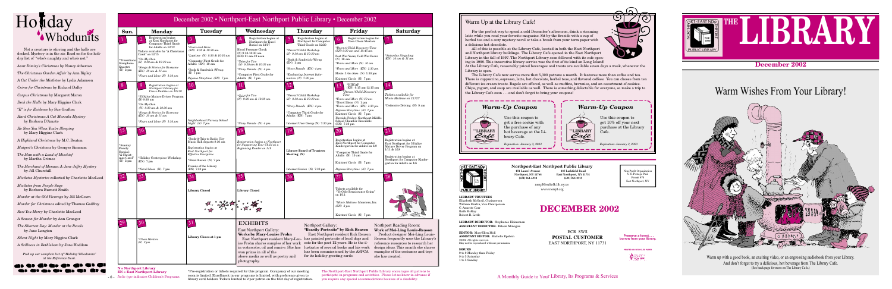# Holiday Whodunits

Not a creature is stirring and the halls are decked. Mystery is in the air. Read on for the holiday list of "who's naughty and who's not."

*Aunt Dimity's Christmas* by Nancy Atherton

*The Christmas Garden Affair* by Ann Ripley

*A Cut Under the Mistletoe* by Lydia Adamson

*Crime for Christmas* by Richard Dalby

*Corpus Christmas* by Margaret Maron

*Deck the Halls* by Mary Higgins Clark

*"E" is for Evidence* by Sue Grafton

*Hard Christmas: A Cat Marsala Mystery* by Barbara D'Amato

*He Sees You When You're Sleeping* by Mary Higgins Clark

*A Highland Christmas* by M.C. Beaton

*Maigret's Christmas* by Georges Simenon

*The Man with a Load of Mischief* by Martha Grimes

*The Merchant of Menace: A Jane Jeffry Mystery* by Jill Churchill

*Mistletoe Mysteries* collected by Charlotte MacLeod

*Mistletoe from Purple Sage* by Barbara Burnett Smith

*Murder at the Old Vicarage* by Jill McGown

*Murder for Christmas* edited by Thomas Godfrey

*Rest You Merry* by Charlotte MacLeod

*A Season for Murder* by Ann Granger

*The Shortest Day: Murder at the Revels* by Jane Langton

*Silent Night* by Mary Higgins Clark

*A Stillness in Bethlehem* by Jane Haddam

*Pick up our complete list of "Holiday Whodunits" at the Reference Desk.*

## December 2002 • Northport-East Northport Public Library • December 2002

| Sun. | Monday | Tuesday | Wednesday | Thursday | Friday | Saturday |
|---|---|---|---|---|---|---|
| 1 *Transitional Symphonic Quartet (N) 2 pm | 2 Registration begins at East Northport for Computer Third Grade for Adults on 12/12. Tickets available for "A Christmas Carol" on 12/15. *On My Own (N) 9:30 am & 10:30 am. *Songs & Stories for Everyone (EN) 10 am & 11 am. *Fours and More (E) 1:30 pm | 3 *Fours and More (EN) 9:30 & 10:30 am. *Laptime (N) 9:30 & 10:30 am. *Computer First Grade for Adults (EN) 10 am. *Book & Sandwich (W)rap (N) 7 pm. Pajama Storytime (EN) 7 pm | 4 Registration begins at Northport for Excel Basics on 12/17. Blood Pressure Check (N) 9:30-10:30 am (EN) 11 am-12 noon. *Tales for Two (N) 9:30 am & 10:30 am. *Story Parade (N) 4 pm. *Computer First Grade for Adults (N) 7 pm | 5 Registration begins at Northport for Computer Third Grade on 12/20. *Parent/Child Workshop (N) 9:30 am & 10:30 am. *Book & Sandwich (W)rap (EN) 1 pm. *Story Parade (EN) 4 pm. *Evaluating Internet Information (N) 7:30 pm | 6 Registration begins for Teen Chess Mentors. *Parent/Child Discovery Time (EN) 9:30 am and 10:45 am. Post War Years, Cold War Fears (N) 10 am. *Fours and More (N) 10 am. *Fours and More (EN) 1:30 pm. Motor 1 Ace Sam (N) 1:30 pm. Knitters' Circle (N) 7 pm | 7 *Saturday Singalong (EN) 10 am & 11 am |
| 8 | 9 Registration begins at Northport Library for Chess Builder on 12/30. *55/Alive Mature Driver Program (N) 9:30 am. *On My Own (N) 9:30 am & 10:30 am. *Songs & Stories for Everyone (EN) 10 am & 11 am. *Fours and More (N) 1:30 pm | 10 Neighborhood Nursery School Night (N) 7 pm | 11 *Tales for Two (N) 9:30 am & 10:30 am. *Story Parade (N) 4 pm | 12 *Parent/Child Workshop (N) 9:30 am & 10:30 am. *Story Parade (EN) 4 pm. *Computer Third Grade for Adults (EN) 7 pm. Internet User Group (N) 7:30 pm | 13 "HICAP" (EN) 9:15 am-12:15 pm. *Parent/Child Discovery Time (EN) 9:30 am & 10:45 am. *Fours and More (N) 10 am. *Novel Ideas (N) 1 pm. *Fours and More (EN) 1:30 pm. Pajama Storytime (N) 7 pm. Knitters' Circle (N) 7 pm. Fireside Friday: Northport Middle School Chamber Ensemble (EN) 7:30 pm | 14 Tickets available for Movie Matinee on 12/27. *Defensive Driving (N) 9 am |
| 15 *Sunday Family Special: "A Christmas Carol" (N) 2 pm | 16 *Holiday Centerpiece Workshop (EN) 7 pm. *Novel Ideas (N) 7 pm | 17 *Book-A-Trip to Radio City Music Hall departs 9:30 am. Registration begins at East Northport for Effective Discipline. *Excel Basics (N) 7 pm. Friends of the Library (EN) 7:30 pm | 18 Registration begins at Northport for Supporting Your Child as a Beginning Reader on 1/8. *Story Parade (N) 4 pm | 19 Library Board of Trustees Meeting (N). Internet Basics (N) 7:30 pm | 20 Registration begins at East Northport for Computer Kindergarten for Adults on 1/9. *Computer Third Grade for Adults (N) 10 am. Knitters' Circle (N) 7 pm. Pajama Storytime (N) 7 pm | 21 Registration begins at East Northport for 55/Alive Mature Driver Program on 1/11 & 1/18. Registration begins at Northport for Computer Kindergarten for Adults on 1/6 |
| 22 | 23 | 24 Library Closed | 25 Library Closed | 26 | 27 Tickets available for "Ye Olde Renaissance Grimm" on 1/12. *Movie Matinee: Monsters, Inc. (EN) 2 pm. Knitters' Circle (N) 7 pm | 28 |
| 29 | 30 *Chess Masters (N) 2 pm | 31 Library Closes at 1 pm | | | | |

## EXHIBITS

**East Northport Gallery: Works by Mary-Louise Frohn**
East Northport resident Mary-Louise Frohn shares samples of her work in watercolor, oil and sumi-e. She has won praise in all of the above media as well as poetry and photography.

**Northport Gallery: "Beastly Portraits" by Rick Reason**
East Northport resident Rick Reason has painted portraits of local dogs and cats for the past 12 years. He is the illustrator of several books and his work has been commissioned by the ASPCA for its holiday greeting cards.

**Northport Reading Room: Work of Mei-Ling Louie-Reason**
Product designer Mei-Ling Louie-Reason frequently uses the Library's reference resources to research her design ideas. This month she shares examples of the costumes and toys she has created.

**N = Northport Library**
**EN = East Northport Library**
*Italic type* indicates Children's Programs

*Pre-registration or tickets required for this program. Occupancy of our meeting room is limited. Enrollment in our programs is limited, with preference given to library card holders. Tickets limited to 2 per patron on the first day of registration.

The Northport-East Northport Public Library encourages all patrons to participate in programs and activities. Please let us know in advance if you require any special accommodations because of a disability.

## Warm Up at the Library Cafe!

For the perfect way to spend a cold December's afternoon, drink a steaming latte while you read your favorite magazine. Sit by the fireside with a cup of herbal tea and a cozy mystery novel or take a break from your term paper with a delicious hot chocolate.

All of this is possible at the Library Cafe, located in both the East Northport and Northport library buildings. The Library Cafe opened in the East Northport Library in the fall of 1997. The Northport Library soon followed with its cafe opening in 1998. This innovative library service was the first of its kind on Long Island! At the Library Cafe, reasonably priced beverages and treats are available seven days a week, whenever the Library is open.

The Library Cafe now serves more that 5,300 patrons a month. It features more than coffee and tea. There is cappuccino, espresso, latte, hot chocolate, herbal teas, and flavored coffees. You can choose from ten different ice cream treats. Bagels are offered, as well as muffins, brownies, and an assortment of cookies. Chips, yogurt, and soup are available as well. There is something delectable for everyone, so make a trip to the Library Cafe soon . . . and don't forget to bring your coupons!

**Warm-Up Coupon**
Use this coupon to get a free cookie with the purchase of any hot beverage at the Library Cafe.
*Expiration: January 3, 2003*

**Warm-Up Coupon**
Use this coupon to get 10% off your next purchase at the Library Cafe.
*Expiration: January 3, 2003*

**Northport-East Northport Public Library**
151 Laurel Avenue, Northport, NY 11768, (631) 261-6930
185 Larkfield Road, East Northport, NY 11731, (631) 261-2313

nenpl@suffolk.lib.ny.us
www.nenpl.org

Non Profit Organization U.S. Postage Paid Permit #78 East Northport, NY

**LIBRARY TRUSTEES**
Elizabeth McGrail, Chairperson
William Martin, Vice Chairperson
C. Annette Carr
Ruth McKay
Robert E. Little

**LIBRARY DIRECTOR:** Stephanie Heineman
**ASSISTANT DIRECTOR:** Eileen Minogue

**EDITOR:** MaryEllen Moll
**ASSISTANT EDITOR:** Michelle Epstein
©2002. All rights reserved. May not be reproduced without permission.

**HOURS**
9 to 9 Monday thru Friday
9 to 5 Saturday
1 to 5 Sunday

# DECEMBER 2002

ECR SWS
**POSTAL CUSTOMER**
EAST NORTHPORT, NY 11731

**Preserve a forest... borrow from your library.**

A Monthly Guide to Your Library, Its Programs & Services

# THE LIBRARY

**December 2002**

# Warm Wishes From Your Library!

Warm up with a good book, an exciting video, or an engrossing audiobook from your Library. And don't forget to try a delicious, hot beverage from The Library Cafe. (See back page for more on The Library Cafe.)